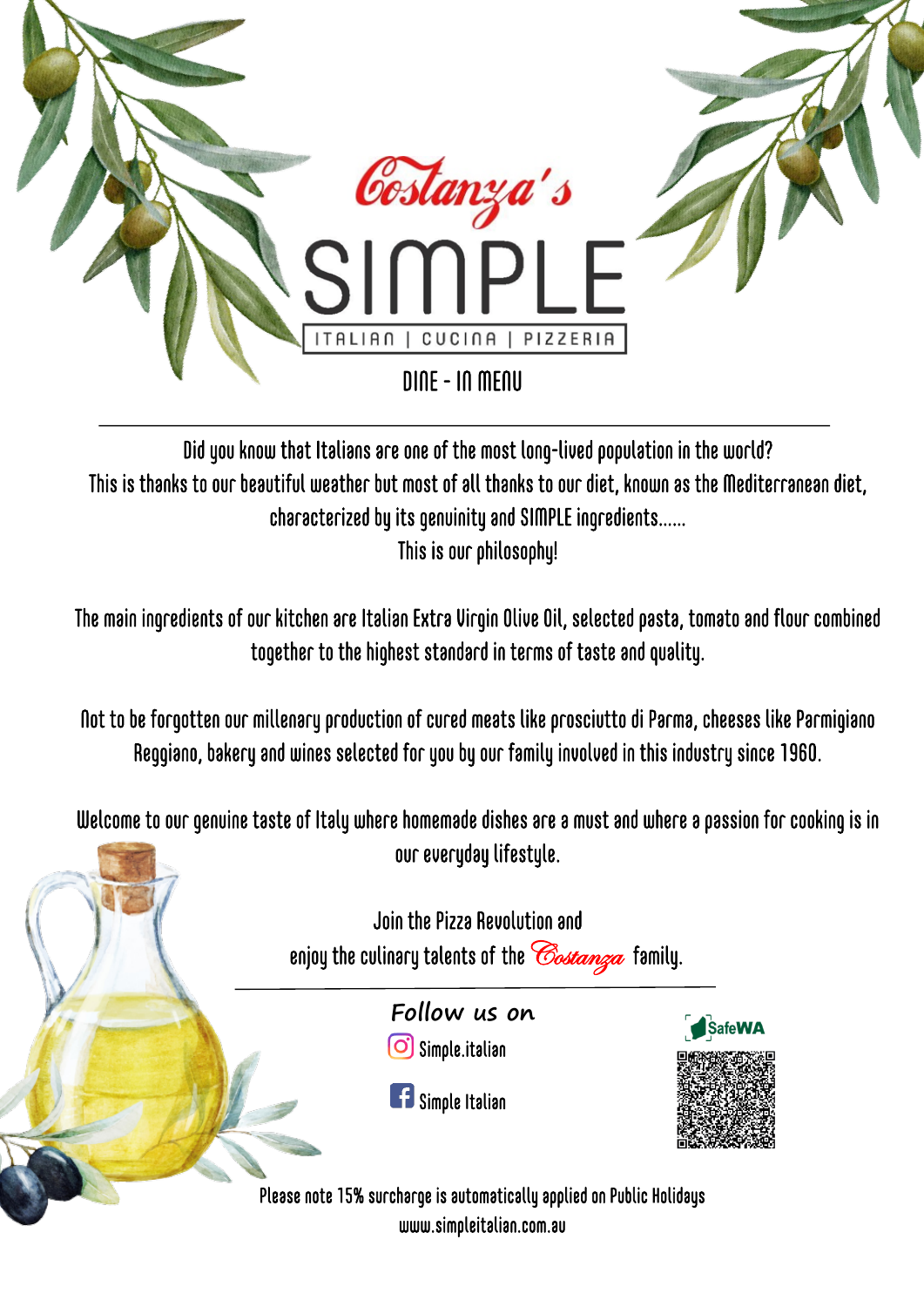# Costanza's SIMPLE

ITALIAN | CUCINA | PIZZERIA

## DINE - IN MENU

---

Did you know that Italians are one of the most long-lived population in the world?
This is thanks to our beautiful weather but most of all thanks to our diet, known as the Mediterranean diet, characterized by its genuinity and SIMPLE ingredients......
This is our philosophy!

The main ingredients of our kitchen are Italian Extra Virgin Olive Oil, selected pasta, tomato and flour combined together to the highest standard in terms of taste and quality.

Not to be forgotten our millenary production of cured meats like prosciutto di Parma, cheeses like Parmigiano Reggiano, bakery and wines selected for you by our family involved in this industry since 1960.

Welcome to our genuine taste of Italy where homemade dishes are a must and where a passion for cooking is in our everyday lifestyle.

Join the Pizza Revolution and
enjoy the culinary talents of the *Costanza* family.

---

**Follow us on**

Instagram: Simple.italian

Facebook: Simple Italian

SafeWA

Please note 15% surcharge is automatically applied on Public Holidays
www.simpleitalian.com.au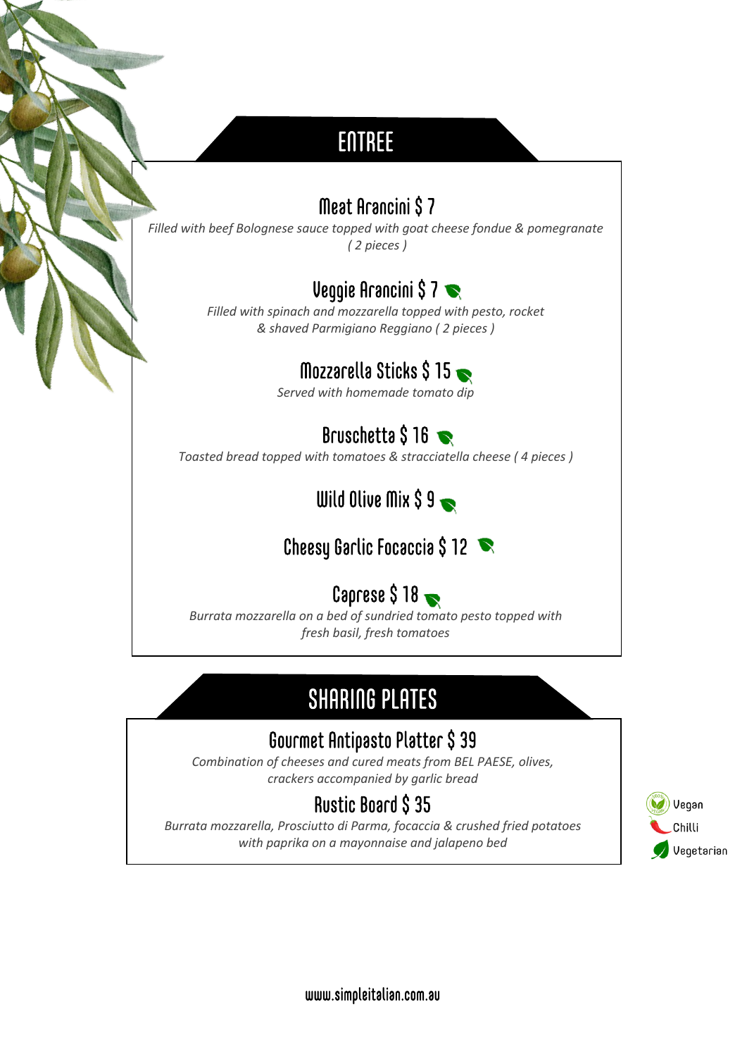## ENTREE

### Meat Arancini $ 7

*Filled with beef Bolognese sauce topped with goat cheese fondue & pomegranate ( 2 pieces )*

### Veggie Arancini $ 7 (Vegetarian)

*Filled with spinach and mozzarella topped with pesto, rocket & shaved Parmigiano Reggiano ( 2 pieces )*

### Mozzarella Sticks $ 15 (Vegetarian)

*Served with homemade tomato dip*

### Bruschetta $ 16 (Vegetarian)

*Toasted bread topped with tomatoes & stracciatella cheese ( 4 pieces )*

### Wild Olive Mix $ 9 (Vegetarian)

### Cheesy Garlic Focaccia $ 12 (Vegetarian)

### Caprese $ 18 (Vegetarian)

*Burrata mozzarella on a bed of sundried tomato pesto topped with fresh basil, fresh tomatoes*

## SHARING PLATES

### Gourmet Antipasto Platter $ 39

*Combination of cheeses and cured meats from BEL PAESE, olives, crackers accompanied by garlic bread*

### Rustic Board $ 35

*Burrata mozzarella, Prosciutto di Parma, focaccia & crushed fried potatoes with paprika on a mayonnaise and jalapeno bed*

Vegan
Chilli
Vegetarian

www.simpleitalian.com.au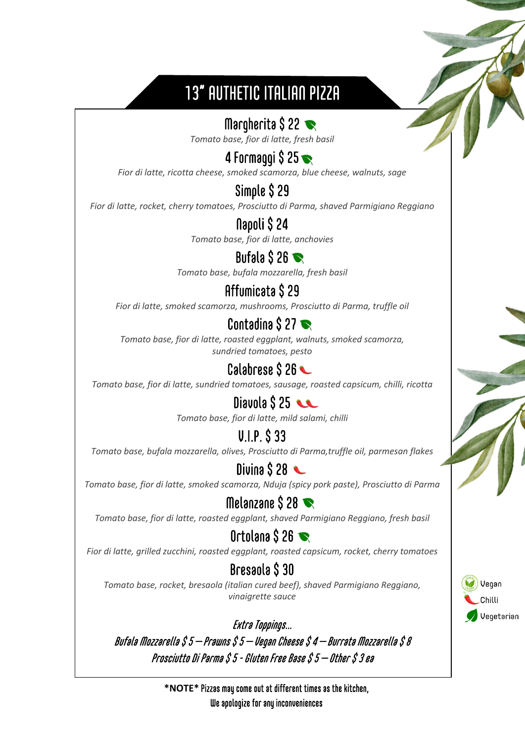# 13" AUTHETIC ITALIAN PIZZA

## Margherita $ 22 🍃
*Tomato base, fior di latte, fresh basil*

## 4 Formaggi $ 25 🍃
*Fior di latte, ricotta cheese, smoked scamorza, blue cheese, walnuts, sage*

## Simple $ 29
*Fior di latte, rocket, cherry tomatoes, Prosciutto di Parma, shaved Parmigiano Reggiano*

## Napoli $ 24
*Tomato base, fior di latte, anchovies*

## Bufala $ 26 🍃
*Tomato base, bufala mozzarella, fresh basil*

## Affumicata $ 29
*Fior di latte, smoked scamorza, mushrooms, Prosciutto di Parma, truffle oil*

## Contadina $ 27 🍃
*Tomato base, fior di latte, roasted eggplant, walnuts, smoked scamorza, sundried tomatoes, pesto*

## Calabrese $ 26 🌶
*Tomato base, fior di latte, sundried tomatoes, sausage, roasted capsicum, chilli, ricotta*

## Diavola $ 25 🌶🌶
*Tomato base, fior di latte, mild salami, chilli*

## V.I.P. $ 33
*Tomato base, bufala mozzarella, olives, Prosciutto di Parma,truffle oil, parmesan flakes*

## Divina $ 28 🌶
*Tomato base, fior di latte, smoked scamorza, Nduja (spicy pork paste), Prosciutto di Parma*

## Melanzane $ 28 🍃
*Tomato base, fior di latte, roasted eggplant, shaved Parmigiano Reggiano, fresh basil*

## Ortolana $ 26 🍃
*Fior di latte, grilled zucchini, roasted eggplant, roasted capsicum, rocket, cherry tomatoes*

## Bresaola $ 30
*Tomato base, rocket, bresaola (italian cured beef), shaved Parmigiano Reggiano, vinaigrette sauce*

*Extra Toppings...*

*Bufala Mozzarella $ 5 – Prawns $ 5 – Vegan Cheese $ 4 – Burrata Mozzarella $ 8*
*Prosciutto Di Parma $ 5 - Gluten Free Base $ 5 – Other $ 3 ea*

Vegan
Chilli
Vegetarian

**\*NOTE\*** Pizzas may come out at different times as the kitchen,
We apologize for any inconveniences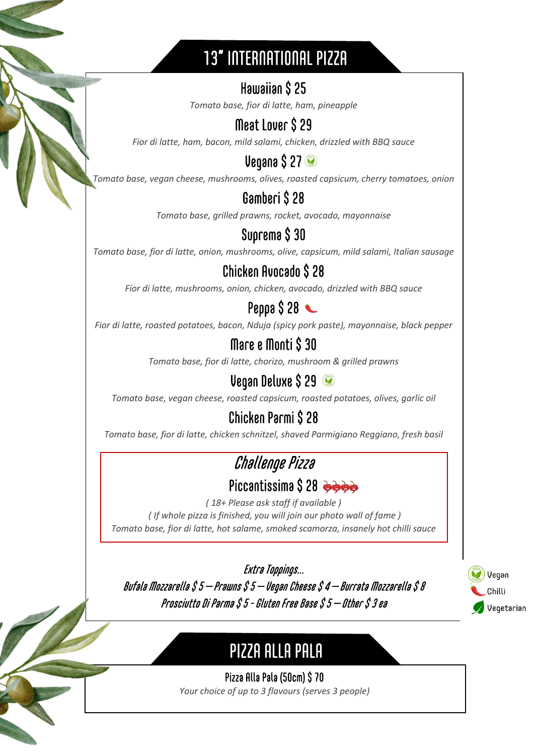# 13" INTERNATIONAL PIZZA

### Hawaiian $ 25

*Tomato base, fior di latte, ham, pineapple*

### Meat Lover $ 29

*Fior di latte, ham, bacon, mild salami, chicken, drizzled with BBQ sauce*

### Vegana $ 27 (Vegan)

*Tomato base, vegan cheese, mushrooms, olives, roasted capsicum, cherry tomatoes, onion*

### Gamberi $ 28

*Tomato base, grilled prawns, rocket, avocado, mayonnaise*

### Suprema $ 30

*Tomato base, fior di latte, onion, mushrooms, olive, capsicum, mild salami, Italian sausage*

### Chicken Avocado $ 28

*Fior di latte, mushrooms, onion, chicken, avocado, drizzled with BBQ sauce*

### Peppa $ 28 (Chilli)

*Fior di latte, roasted potatoes, bacon, Nduja (spicy pork paste), mayonnaise, black pepper*

### Mare e Monti $ 30

*Tomato base, fior di latte, chorizo, mushroom & grilled prawns*

### Vegan Deluxe $ 29 (Vegan)

*Tomato base, vegan cheese, roasted capsicum, roasted potatoes, olives, garlic oil*

### Chicken Parmi $ 28

*Tomato base, fior di latte, chicken schnitzel, shaved Parmigiano Reggiano, fresh basil*

## *Challenge Pizza*

### Piccantissima $ 28 (Chilli ×4)

*( 18+ Please ask staff if available )*

*( If whole pizza is finished, you will join our photo wall of fame )*

*Tomato base, fior di latte, hot salame, smoked scamorza, insanely hot chilli sauce*

*Extra Toppings...*

*Bufala Mozzarella $ 5 – Prawns $ 5 – Vegan Cheese $ 4 – Burrata Mozzarella $ 8*

*Prosciutto Di Parma $ 5 - Gluten Free Base $ 5 – Other $ 3 ea*

Vegan | Chilli | Vegetarian

# PIZZA ALLA PALA

### Pizza Alla Pala (50cm) $ 70

*Your choice of up to 3 flavours (serves 3 people)*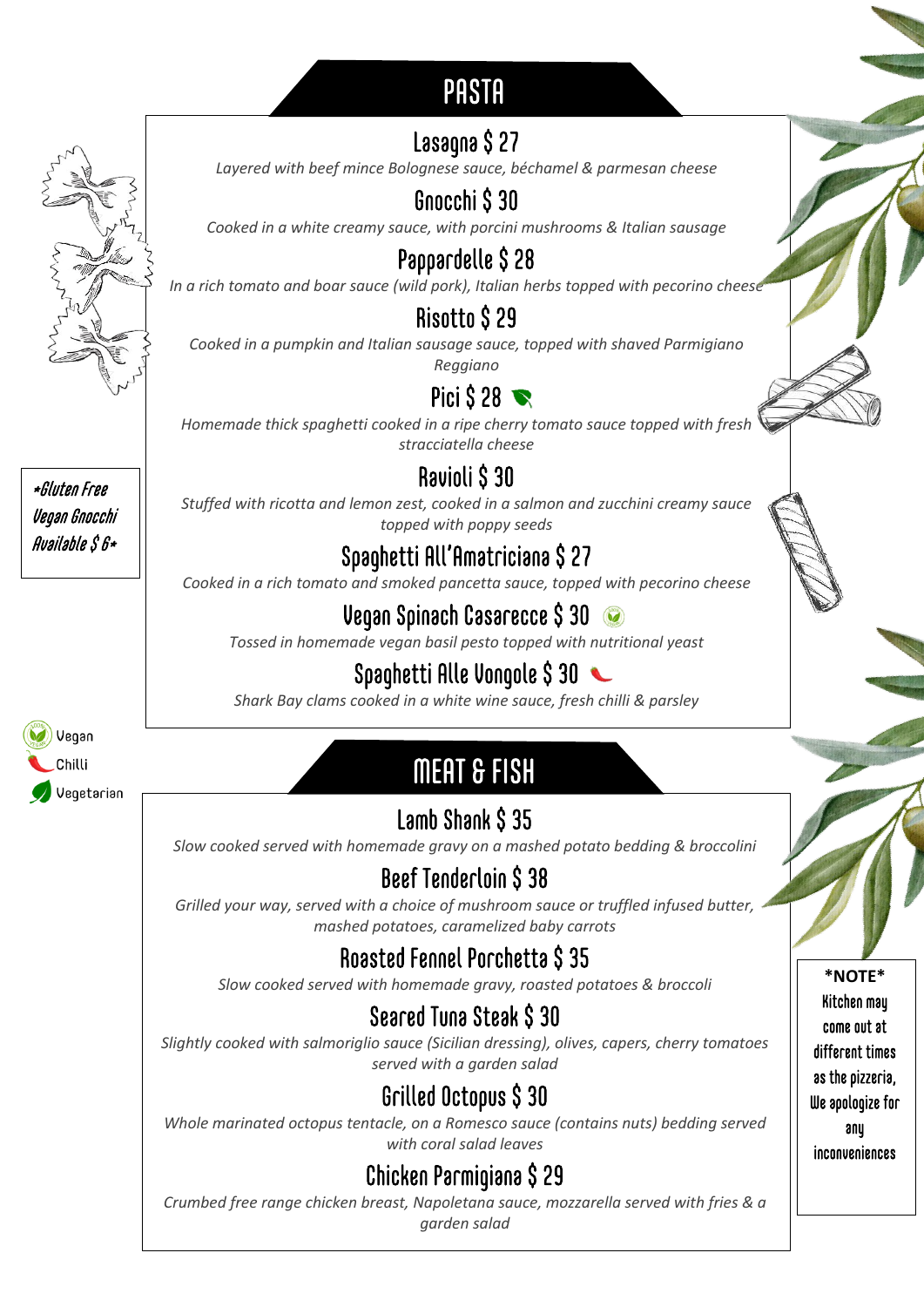## PASTA

### Lasagna $ 27
*Layered with beef mince Bolognese sauce, béchamel & parmesan cheese*

### Gnocchi $ 30
*Cooked in a white creamy sauce, with porcini mushrooms & Italian sausage*

### Pappardelle $ 28
*In a rich tomato and boar sauce (wild pork), Italian herbs topped with pecorino cheese*

### Risotto $ 29
*Cooked in a pumpkin and Italian sausage sauce, topped with shaved Parmigiano Reggiano*

### Pici $ 28 (Vegetarian)
*Homemade thick spaghetti cooked in a ripe cherry tomato sauce topped with fresh stracciatella cheese*

### Ravioli $ 30
*Stuffed with ricotta and lemon zest, cooked in a salmon and zucchini creamy sauce topped with poppy seeds*

### Spaghetti All'Amatriciana $ 27
*Cooked in a rich tomato and smoked pancetta sauce, topped with pecorino cheese*

### Vegan Spinach Casarecce $ 30 (Vegan)
*Tossed in homemade vegan basil pesto topped with nutritional yeast*

### Spaghetti Alle Vongole $ 30 (Chilli)
*Shark Bay clams cooked in a white wine sauce, fresh chilli & parsley*

*Gluten Free Vegan Gnocchi Available $ 6*

Vegan
Chilli
Vegetarian

## MEAT & FISH

### Lamb Shank $ 35
*Slow cooked served with homemade gravy on a mashed potato bedding & broccolini*

### Beef Tenderloin $ 38
*Grilled your way, served with a choice of mushroom sauce or truffled infused butter, mashed potatoes, caramelized baby carrots*

### Roasted Fennel Porchetta $ 35
*Slow cooked served with homemade gravy, roasted potatoes & broccoli*

### Seared Tuna Steak $ 30
*Slightly cooked with salmoriglio sauce (Sicilian dressing), olives, capers, cherry tomatoes served with a garden salad*

### Grilled Octopus $ 30
*Whole marinated octopus tentacle, on a Romesco sauce (contains nuts) bedding served with coral salad leaves*

### Chicken Parmigiana $ 29
*Crumbed free range chicken breast, Napoletana sauce, mozzarella served with fries & a garden salad*

**\*NOTE\***
Kitchen may come out at different times as the pizzeria, We apologize for any inconveniences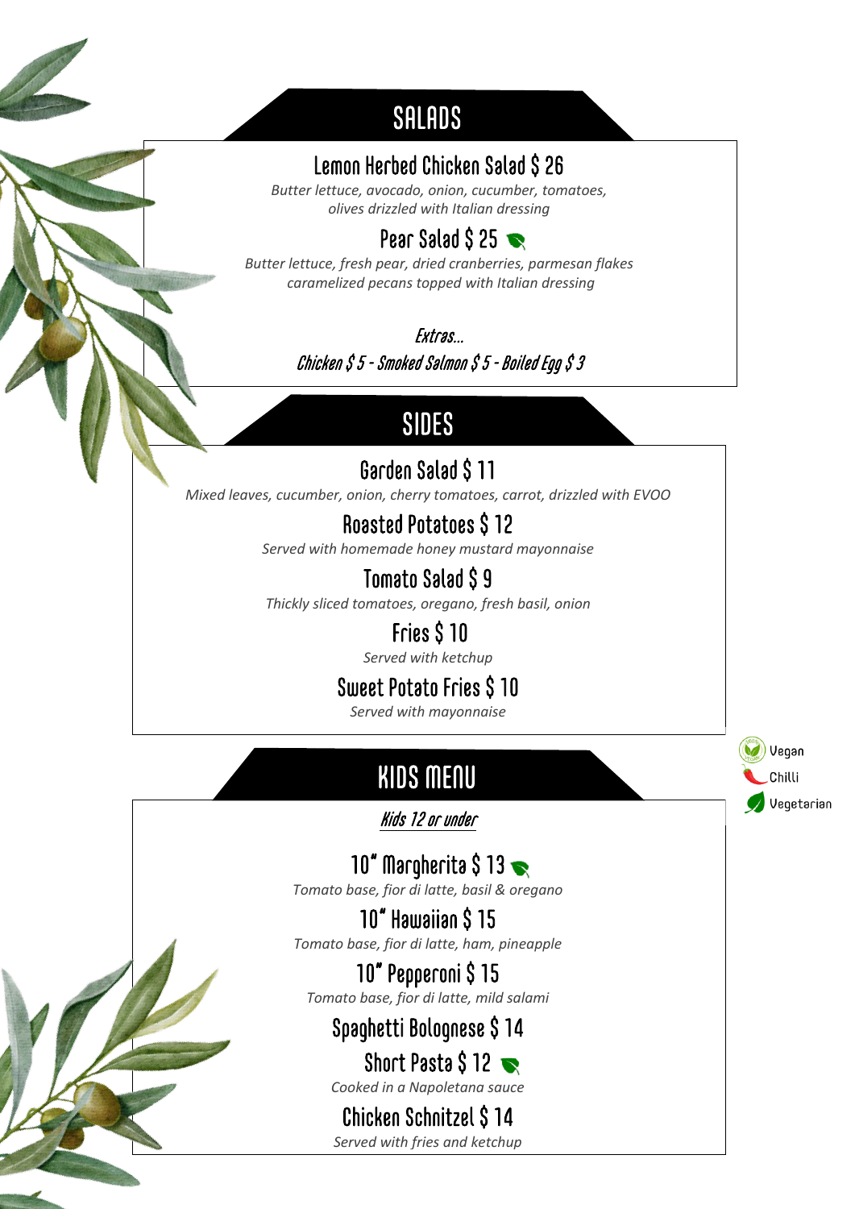## SALADS

### Lemon Herbed Chicken Salad $ 26

*Butter lettuce, avocado, onion, cucumber, tomatoes, olives drizzled with Italian dressing*

### Pear Salad $ 25 (Vegetarian)

*Butter lettuce, fresh pear, dried cranberries, parmesan flakes caramelized pecans topped with Italian dressing*

*Extras...*

*Chicken $ 5 - Smoked Salmon $ 5 - Boiled Egg $ 3*

## SIDES

### Garden Salad $ 11

*Mixed leaves, cucumber, onion, cherry tomatoes, carrot, drizzled with EVOO*

### Roasted Potatoes $ 12

*Served with homemade honey mustard mayonnaise*

### Tomato Salad $ 9

*Thickly sliced tomatoes, oregano, fresh basil, onion*

### Fries $ 10

*Served with ketchup*

### Sweet Potato Fries $ 10

*Served with mayonnaise*

Vegan
Chilli
Vegetarian

## KIDS MENU

*Kids 12 or under*

### 10" Margherita $ 13 (Vegetarian)

*Tomato base, fior di latte, basil & oregano*

### 10" Hawaiian $ 15

*Tomato base, fior di latte, ham, pineapple*

### 10" Pepperoni $ 15

*Tomato base, fior di latte, mild salami*

### Spaghetti Bolognese $ 14

### Short Pasta $ 12 (Vegetarian)

*Cooked in a Napoletana sauce*

### Chicken Schnitzel $ 14

*Served with fries and ketchup*